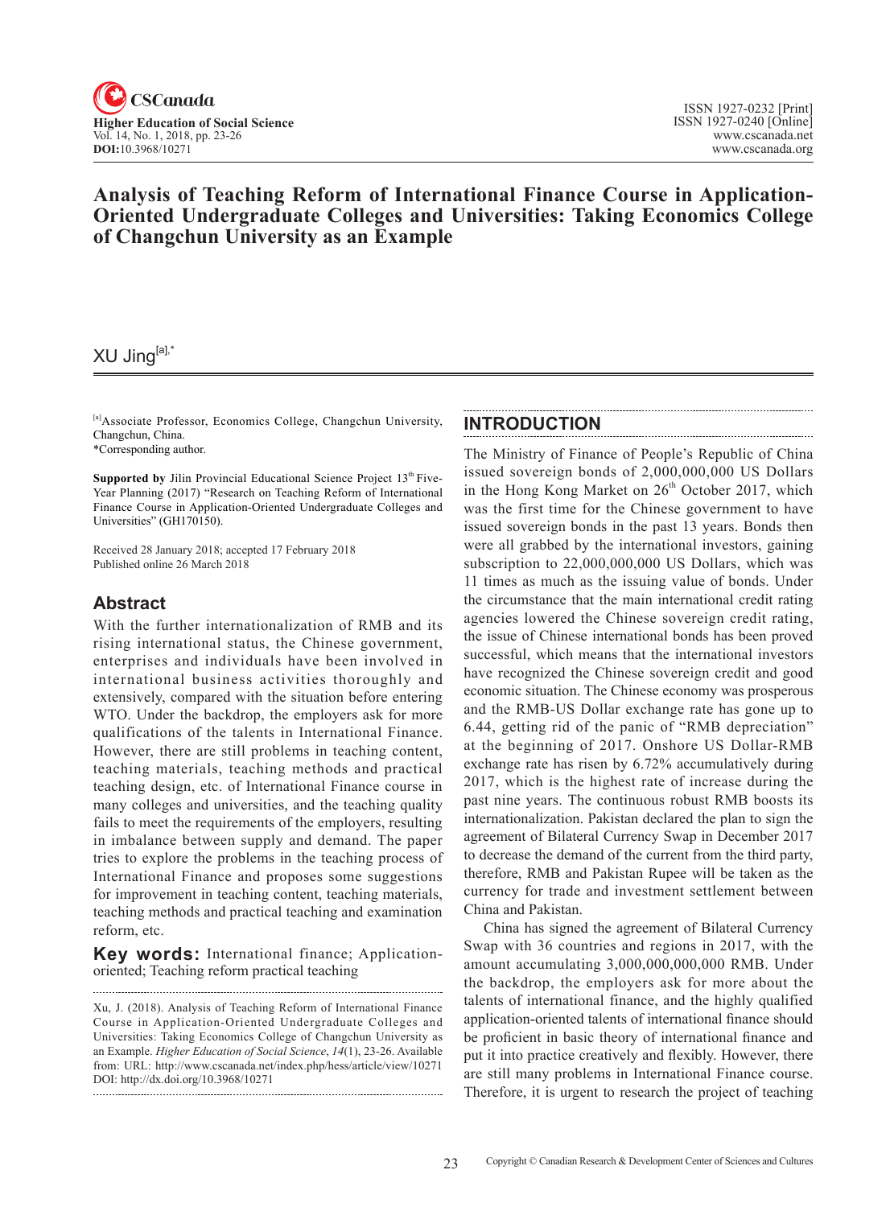# Analysis of Teaching Reform of International Finance Course in Application-Oriented Undergraduate Colleges and Universities: Taking Economics College of Changchun University as an Example

XU Jing[a],*

[a]Associate Professor, Economics College, Changchun University, Changchun, China.
*Corresponding author.

**Supported by** Jilin Provincial Educational Science Project 13th Five-Year Planning (2017) "Research on Teaching Reform of International Finance Course in Application-Oriented Undergraduate Colleges and Universities" (GH170150).

Received 28 January 2018; accepted 17 February 2018
Published online 26 March 2018

## Abstract

With the further internationalization of RMB and its rising international status, the Chinese government, enterprises and individuals have been involved in international business activities thoroughly and extensively, compared with the situation before entering WTO. Under the backdrop, the employers ask for more qualifications of the talents in International Finance. However, there are still problems in teaching content, teaching materials, teaching methods and practical teaching design, etc. of International Finance course in many colleges and universities, and the teaching quality fails to meet the requirements of the employers, resulting in imbalance between supply and demand. The paper tries to explore the problems in the teaching process of International Finance and proposes some suggestions for improvement in teaching content, teaching materials, teaching methods and practical teaching and examination reform, etc.

**Key words:** International finance; Application-oriented; Teaching reform practical teaching

Xu, J. (2018). Analysis of Teaching Reform of International Finance Course in Application-Oriented Undergraduate Colleges and Universities: Taking Economics College of Changchun University as an Example. *Higher Education of Social Science*, *14*(1), 23-26. Available from: URL: http://www.cscanada.net/index.php/hess/article/view/10271
DOI: http://dx.doi.org/10.3968/10271

## INTRODUCTION

The Ministry of Finance of People's Republic of China issued sovereign bonds of 2,000,000,000 US Dollars in the Hong Kong Market on 26th October 2017, which was the first time for the Chinese government to have issued sovereign bonds in the past 13 years. Bonds then were all grabbed by the international investors, gaining subscription to 22,000,000,000 US Dollars, which was 11 times as much as the issuing value of bonds. Under the circumstance that the main international credit rating agencies lowered the Chinese sovereign credit rating, the issue of Chinese international bonds has been proved successful, which means that the international investors have recognized the Chinese sovereign credit and good economic situation. The Chinese economy was prosperous and the RMB-US Dollar exchange rate has gone up to 6.44, getting rid of the panic of "RMB depreciation" at the beginning of 2017. Onshore US Dollar-RMB exchange rate has risen by 6.72% accumulatively during 2017, which is the highest rate of increase during the past nine years. The continuous robust RMB boosts its internationalization. Pakistan declared the plan to sign the agreement of Bilateral Currency Swap in December 2017 to decrease the demand of the current from the third party, therefore, RMB and Pakistan Rupee will be taken as the currency for trade and investment settlement between China and Pakistan.

China has signed the agreement of Bilateral Currency Swap with 36 countries and regions in 2017, with the amount accumulating 3,000,000,000,000 RMB. Under the backdrop, the employers ask for more about the talents of international finance, and the highly qualified application-oriented talents of international finance should be proficient in basic theory of international finance and put it into practice creatively and flexibly. However, there are still many problems in International Finance course. Therefore, it is urgent to research the project of teaching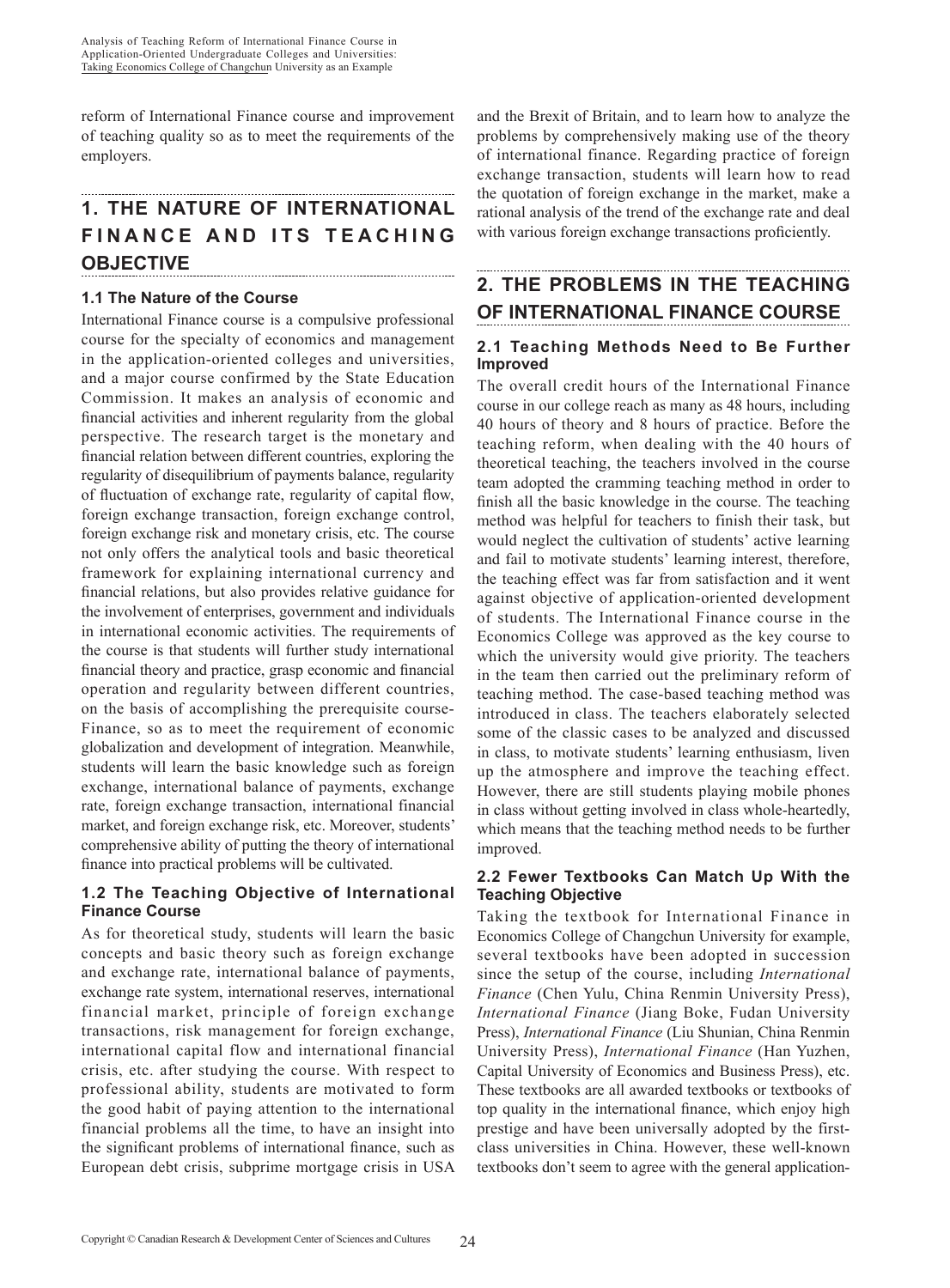reform of International Finance course and improvement of teaching quality so as to meet the requirements of the employers.

## 1. THE NATURE OF INTERNATIONAL FINANCE AND ITS TEACHING OBJECTIVE

### 1.1 The Nature of the Course

International Finance course is a compulsive professional course for the specialty of economics and management in the application-oriented colleges and universities, and a major course confirmed by the State Education Commission. It makes an analysis of economic and financial activities and inherent regularity from the global perspective. The research target is the monetary and financial relation between different countries, exploring the regularity of disequilibrium of payments balance, regularity of fluctuation of exchange rate, regularity of capital flow, foreign exchange transaction, foreign exchange control, foreign exchange risk and monetary crisis, etc. The course not only offers the analytical tools and basic theoretical framework for explaining international currency and financial relations, but also provides relative guidance for the involvement of enterprises, government and individuals in international economic activities. The requirements of the course is that students will further study international financial theory and practice, grasp economic and financial operation and regularity between different countries, on the basis of accomplishing the prerequisite course-Finance, so as to meet the requirement of economic globalization and development of integration. Meanwhile, students will learn the basic knowledge such as foreign exchange, international balance of payments, exchange rate, foreign exchange transaction, international financial market, and foreign exchange risk, etc. Moreover, students' comprehensive ability of putting the theory of international finance into practical problems will be cultivated.

### 1.2 The Teaching Objective of International Finance Course

As for theoretical study, students will learn the basic concepts and basic theory such as foreign exchange and exchange rate, international balance of payments, exchange rate system, international reserves, international financial market, principle of foreign exchange transactions, risk management for foreign exchange, international capital flow and international financial crisis, etc. after studying the course. With respect to professional ability, students are motivated to form the good habit of paying attention to the international financial problems all the time, to have an insight into the significant problems of international finance, such as European debt crisis, subprime mortgage crisis in USA and the Brexit of Britain, and to learn how to analyze the problems by comprehensively making use of the theory of international finance. Regarding practice of foreign exchange transaction, students will learn how to read the quotation of foreign exchange in the market, make a rational analysis of the trend of the exchange rate and deal with various foreign exchange transactions proficiently.

## 2. THE PROBLEMS IN THE TEACHING OF INTERNATIONAL FINANCE COURSE

### 2.1 Teaching Methods Need to Be Further Improved

The overall credit hours of the International Finance course in our college reach as many as 48 hours, including 40 hours of theory and 8 hours of practice. Before the teaching reform, when dealing with the 40 hours of theoretical teaching, the teachers involved in the course team adopted the cramming teaching method in order to finish all the basic knowledge in the course. The teaching method was helpful for teachers to finish their task, but would neglect the cultivation of students' active learning and fail to motivate students' learning interest, therefore, the teaching effect was far from satisfaction and it went against objective of application-oriented development of students. The International Finance course in the Economics College was approved as the key course to which the university would give priority. The teachers in the team then carried out the preliminary reform of teaching method. The case-based teaching method was introduced in class. The teachers elaborately selected some of the classic cases to be analyzed and discussed in class, to motivate students' learning enthusiasm, liven up the atmosphere and improve the teaching effect. However, there are still students playing mobile phones in class without getting involved in class whole-heartedly, which means that the teaching method needs to be further improved.

### 2.2 Fewer Textbooks Can Match Up With the Teaching Objective

Taking the textbook for International Finance in Economics College of Changchun University for example, several textbooks have been adopted in succession since the setup of the course, including *International Finance* (Chen Yulu, China Renmin University Press), *International Finance* (Jiang Boke, Fudan University Press), *International Finance* (Liu Shunian, China Renmin University Press), *International Finance* (Han Yuzhen, Capital University of Economics and Business Press), etc. These textbooks are all awarded textbooks or textbooks of top quality in the international finance, which enjoy high prestige and have been universally adopted by the first-class universities in China. However, these well-known textbooks don't seem to agree with the general application-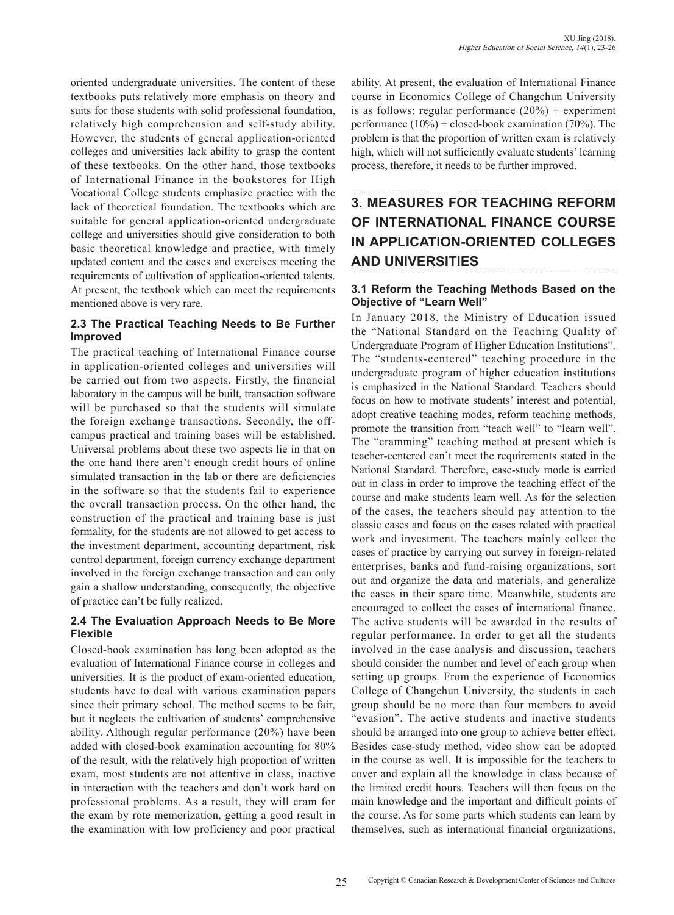oriented undergraduate universities. The content of these textbooks puts relatively more emphasis on theory and suits for those students with solid professional foundation, relatively high comprehension and self-study ability. However, the students of general application-oriented colleges and universities lack ability to grasp the content of these textbooks. On the other hand, those textbooks of International Finance in the bookstores for High Vocational College students emphasize practice with the lack of theoretical foundation. The textbooks which are suitable for general application-oriented undergraduate college and universities should give consideration to both basic theoretical knowledge and practice, with timely updated content and the cases and exercises meeting the requirements of cultivation of application-oriented talents. At present, the textbook which can meet the requirements mentioned above is very rare.

### 2.3 The Practical Teaching Needs to Be Further Improved

The practical teaching of International Finance course in application-oriented colleges and universities will be carried out from two aspects. Firstly, the financial laboratory in the campus will be built, transaction software will be purchased so that the students will simulate the foreign exchange transactions. Secondly, the off-campus practical and training bases will be established. Universal problems about these two aspects lie in that on the one hand there aren't enough credit hours of online simulated transaction in the lab or there are deficiencies in the software so that the students fail to experience the overall transaction process. On the other hand, the construction of the practical and training base is just formality, for the students are not allowed to get access to the investment department, accounting department, risk control department, foreign currency exchange department involved in the foreign exchange transaction and can only gain a shallow understanding, consequently, the objective of practice can't be fully realized.

### 2.4 The Evaluation Approach Needs to Be More Flexible

Closed-book examination has long been adopted as the evaluation of International Finance course in colleges and universities. It is the product of exam-oriented education, students have to deal with various examination papers since their primary school. The method seems to be fair, but it neglects the cultivation of students' comprehensive ability. Although regular performance (20%) have been added with closed-book examination accounting for 80% of the result, with the relatively high proportion of written exam, most students are not attentive in class, inactive in interaction with the teachers and don't work hard on professional problems. As a result, they will cram for the exam by rote memorization, getting a good result in the examination with low proficiency and poor practical ability. At present, the evaluation of International Finance course in Economics College of Changchun University is as follows: regular performance (20%) + experiment performance (10%) + closed-book examination (70%). The problem is that the proportion of written exam is relatively high, which will not sufficiently evaluate students' learning process, therefore, it needs to be further improved.

## 3. MEASURES FOR TEACHING REFORM OF INTERNATIONAL FINANCE COURSE IN APPLICATION-ORIENTED COLLEGES AND UNIVERSITIES

### 3.1 Reform the Teaching Methods Based on the Objective of "Learn Well"

In January 2018, the Ministry of Education issued the "National Standard on the Teaching Quality of Undergraduate Program of Higher Education Institutions". The "students-centered" teaching procedure in the undergraduate program of higher education institutions is emphasized in the National Standard. Teachers should focus on how to motivate students' interest and potential, adopt creative teaching modes, reform teaching methods, promote the transition from "teach well" to "learn well". The "cramming" teaching method at present which is teacher-centered can't meet the requirements stated in the National Standard. Therefore, case-study mode is carried out in class in order to improve the teaching effect of the course and make students learn well. As for the selection of the cases, the teachers should pay attention to the classic cases and focus on the cases related with practical work and investment. The teachers mainly collect the cases of practice by carrying out survey in foreign-related enterprises, banks and fund-raising organizations, sort out and organize the data and materials, and generalize the cases in their spare time. Meanwhile, students are encouraged to collect the cases of international finance. The active students will be awarded in the results of regular performance. In order to get all the students involved in the case analysis and discussion, teachers should consider the number and level of each group when setting up groups. From the experience of Economics College of Changchun University, the students in each group should be no more than four members to avoid "evasion". The active students and inactive students should be arranged into one group to achieve better effect. Besides case-study method, video show can be adopted in the course as well. It is impossible for the teachers to cover and explain all the knowledge in class because of the limited credit hours. Teachers will then focus on the main knowledge and the important and difficult points of the course. As for some parts which students can learn by themselves, such as international financial organizations,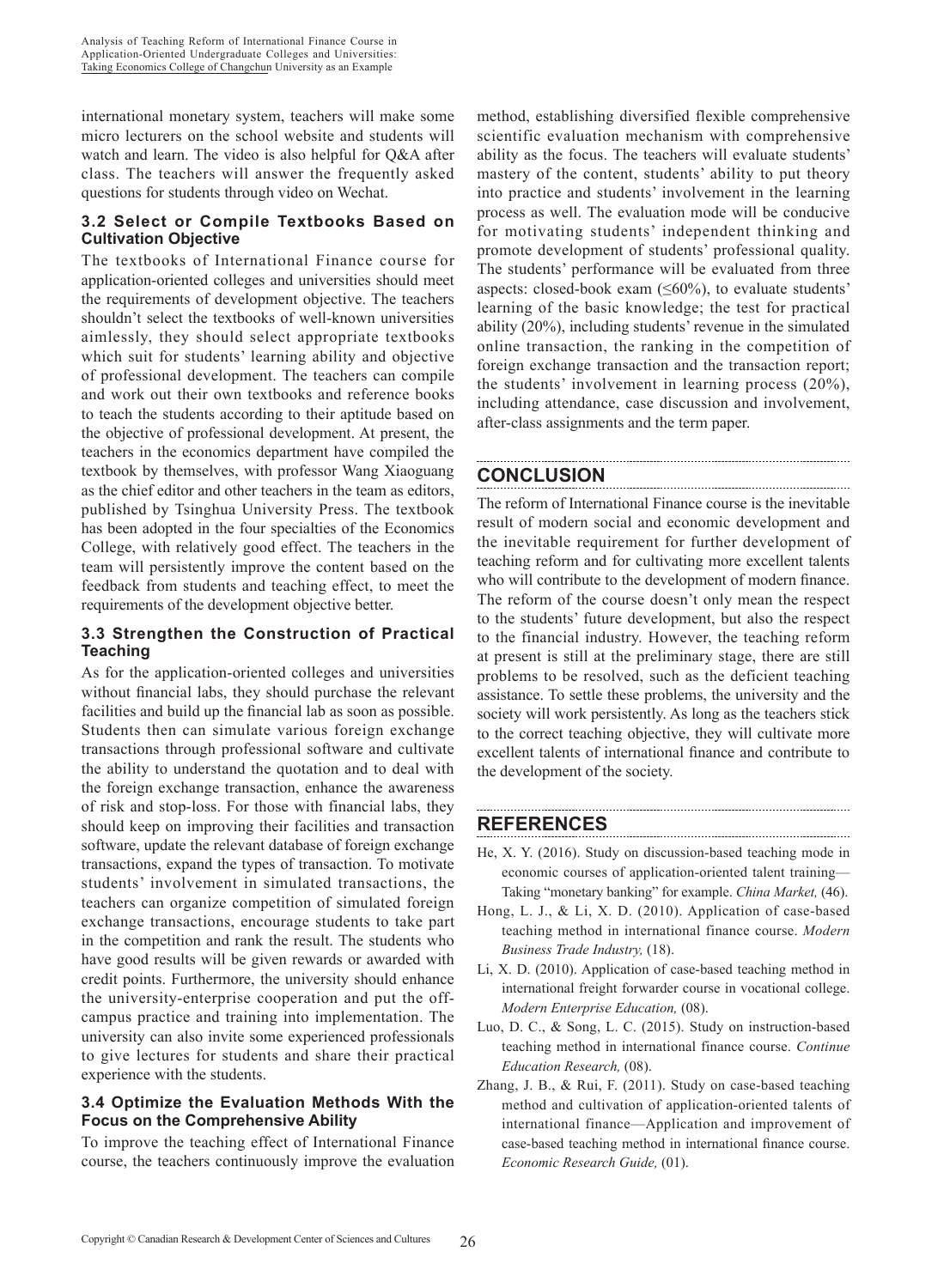international monetary system, teachers will make some micro lecturers on the school website and students will watch and learn. The video is also helpful for Q&A after class. The teachers will answer the frequently asked questions for students through video on Wechat.

### 3.2 Select or Compile Textbooks Based on Cultivation Objective

The textbooks of International Finance course for application-oriented colleges and universities should meet the requirements of development objective. The teachers shouldn't select the textbooks of well-known universities aimlessly, they should select appropriate textbooks which suit for students' learning ability and objective of professional development. The teachers can compile and work out their own textbooks and reference books to teach the students according to their aptitude based on the objective of professional development. At present, the teachers in the economics department have compiled the textbook by themselves, with professor Wang Xiaoguang as the chief editor and other teachers in the team as editors, published by Tsinghua University Press. The textbook has been adopted in the four specialties of the Economics College, with relatively good effect. The teachers in the team will persistently improve the content based on the feedback from students and teaching effect, to meet the requirements of the development objective better.

### 3.3 Strengthen the Construction of Practical Teaching

As for the application-oriented colleges and universities without financial labs, they should purchase the relevant facilities and build up the financial lab as soon as possible. Students then can simulate various foreign exchange transactions through professional software and cultivate the ability to understand the quotation and to deal with the foreign exchange transaction, enhance the awareness of risk and stop-loss. For those with financial labs, they should keep on improving their facilities and transaction software, update the relevant database of foreign exchange transactions, expand the types of transaction. To motivate students' involvement in simulated transactions, the teachers can organize competition of simulated foreign exchange transactions, encourage students to take part in the competition and rank the result. The students who have good results will be given rewards or awarded with credit points. Furthermore, the university should enhance the university-enterprise cooperation and put the off-campus practice and training into implementation. The university can also invite some experienced professionals to give lectures for students and share their practical experience with the students.

### 3.4 Optimize the Evaluation Methods With the Focus on the Comprehensive Ability

To improve the teaching effect of International Finance course, the teachers continuously improve the evaluation method, establishing diversified flexible comprehensive scientific evaluation mechanism with comprehensive ability as the focus. The teachers will evaluate students' mastery of the content, students' ability to put theory into practice and students' involvement in the learning process as well. The evaluation mode will be conducive for motivating students' independent thinking and promote development of students' professional quality. The students' performance will be evaluated from three aspects: closed-book exam (≤60%), to evaluate students' learning of the basic knowledge; the test for practical ability (20%), including students' revenue in the simulated online transaction, the ranking in the competition of foreign exchange transaction and the transaction report; the students' involvement in learning process (20%), including attendance, case discussion and involvement, after-class assignments and the term paper.

## CONCLUSION

The reform of International Finance course is the inevitable result of modern social and economic development and the inevitable requirement for further development of teaching reform and for cultivating more excellent talents who will contribute to the development of modern finance. The reform of the course doesn't only mean the respect to the students' future development, but also the respect to the financial industry. However, the teaching reform at present is still at the preliminary stage, there are still problems to be resolved, such as the deficient teaching assistance. To settle these problems, the university and the society will work persistently. As long as the teachers stick to the correct teaching objective, they will cultivate more excellent talents of international finance and contribute to the development of the society.

## REFERENCES

He, X. Y. (2016). Study on discussion-based teaching mode in economic courses of application-oriented talent training—Taking "monetary banking" for example. *China Market,* (46).

Hong, L. J., & Li, X. D. (2010). Application of case-based teaching method in international finance course. *Modern Business Trade Industry,* (18).

Li, X. D. (2010). Application of case-based teaching method in international freight forwarder course in vocational college. *Modern Enterprise Education,* (08).

Luo, D. C., & Song, L. C. (2015). Study on instruction-based teaching method in international finance course. *Continue Education Research,* (08).

Zhang, J. B., & Rui, F. (2011). Study on case-based teaching method and cultivation of application-oriented talents of international finance—Application and improvement of case-based teaching method in international finance course. *Economic Research Guide,* (01).